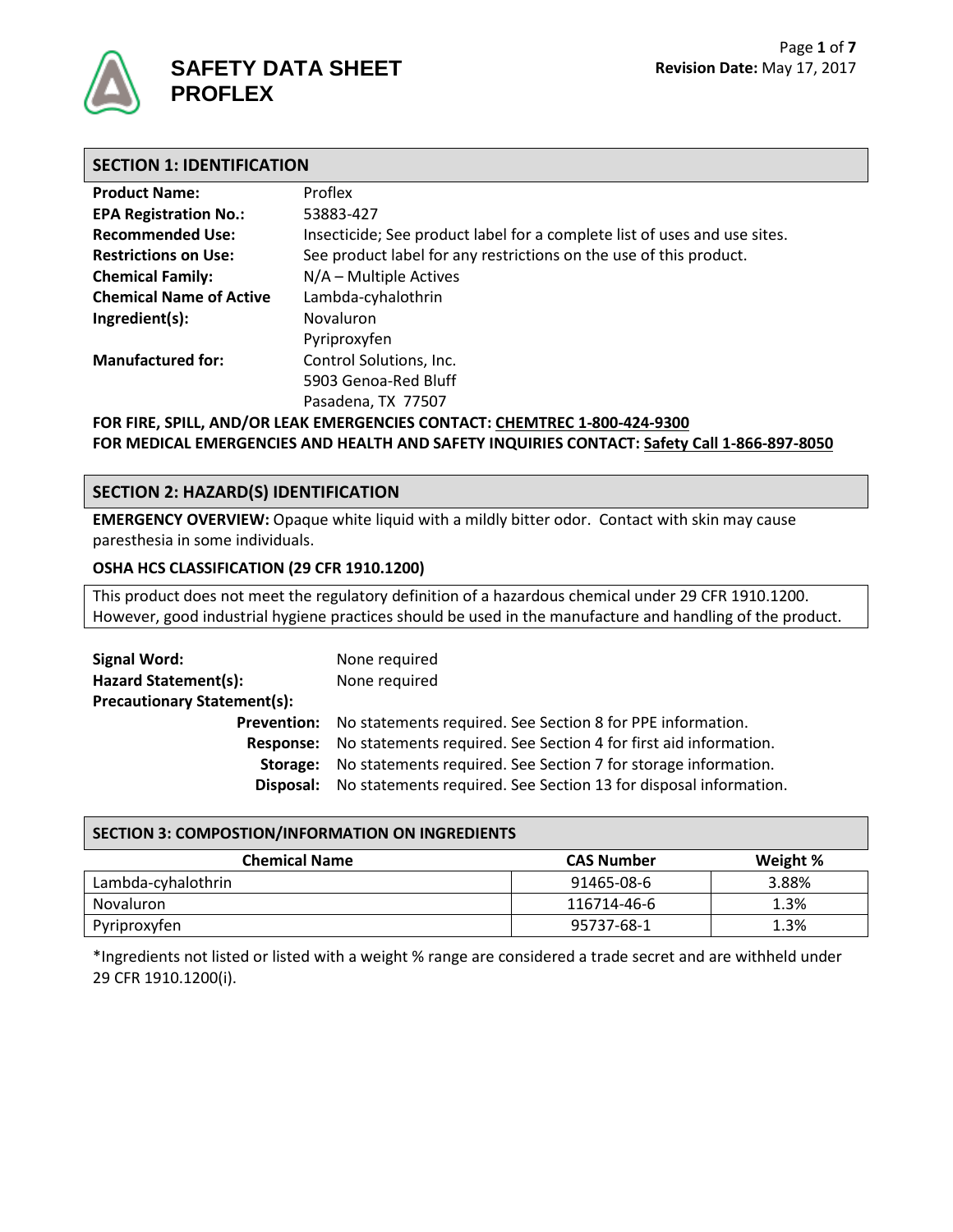# SAFETY DATA SHEET
# PROFLEX

**Revision Date:** May 17, 2017

## SECTION 1: IDENTIFICATION

**Product Name:** Proflex

**EPA Registration No.:** 53883-427

**Recommended Use:** Insecticide; See product label for a complete list of uses and use sites.

**Restrictions on Use:** See product label for any restrictions on the use of this product.

**Chemical Family:** N/A – Multiple Actives

**Chemical Name of Active Ingredient(s):** Lambda-cyhalothrin
Novaluron
Pyriproxyfen

**Manufactured for:** Control Solutions, Inc.
5903 Genoa-Red Bluff
Pasadena, TX 77507

**FOR FIRE, SPILL, AND/OR LEAK EMERGENCIES CONTACT: CHEMTREC 1-800-424-9300**
**FOR MEDICAL EMERGENCIES AND HEALTH AND SAFETY INQUIRIES CONTACT: Safety Call 1-866-897-8050**

## SECTION 2: HAZARD(S) IDENTIFICATION

**EMERGENCY OVERVIEW:** Opaque white liquid with a mildly bitter odor. Contact with skin may cause paresthesia in some individuals.

**OSHA HCS CLASSIFICATION (29 CFR 1910.1200)**

This product does not meet the regulatory definition of a hazardous chemical under 29 CFR 1910.1200. However, good industrial hygiene practices should be used in the manufacture and handling of the product.

**Signal Word:** None required

**Hazard Statement(s):** None required

**Precautionary Statement(s):**

- **Prevention:** No statements required. See Section 8 for PPE information.
- **Response:** No statements required. See Section 4 for first aid information.
- **Storage:** No statements required. See Section 7 for storage information.
- **Disposal:** No statements required. See Section 13 for disposal information.

## SECTION 3: COMPOSTION/INFORMATION ON INGREDIENTS

| Chemical Name | CAS Number | Weight % |
|---|---|---|
| Lambda-cyhalothrin | 91465-08-6 | 3.88% |
| Novaluron | 116714-46-6 | 1.3% |
| Pyriproxyfen | 95737-68-1 | 1.3% |

*Ingredients not listed or listed with a weight % range are considered a trade secret and are withheld under 29 CFR 1910.1200(i).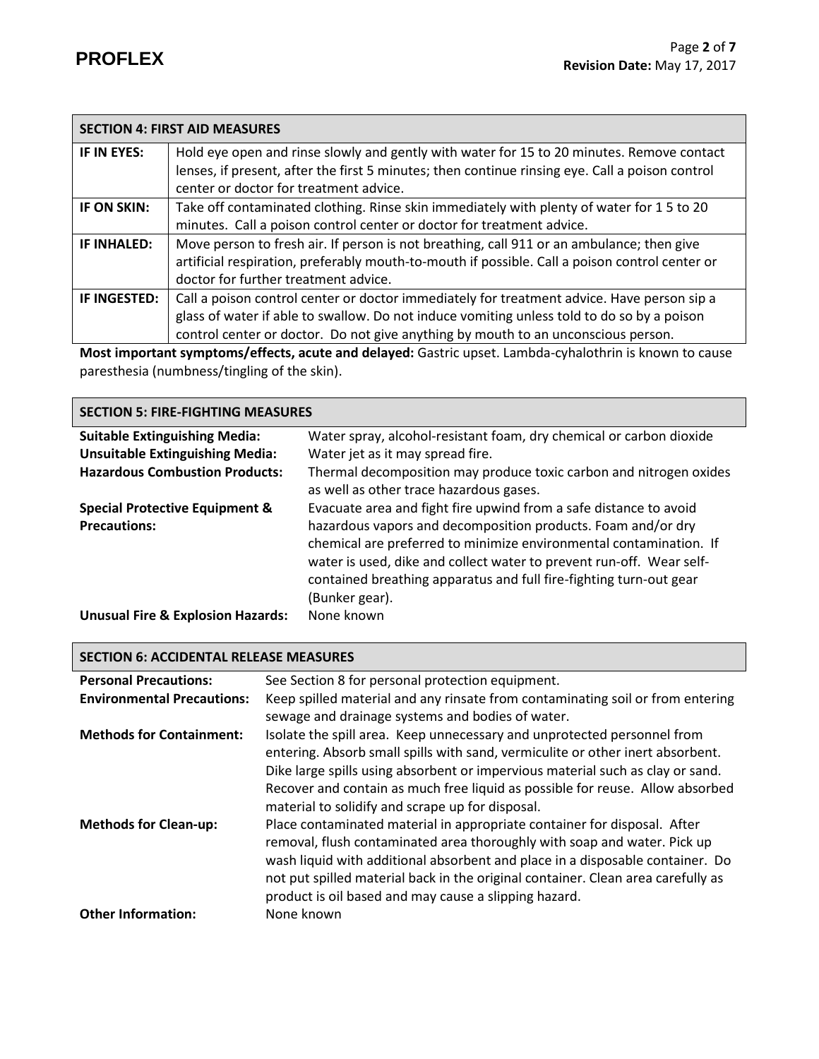## SECTION 4: FIRST AID MEASURES

| | |
|---|---|
| **IF IN EYES:** | Hold eye open and rinse slowly and gently with water for 15 to 20 minutes. Remove contact lenses, if present, after the first 5 minutes; then continue rinsing eye. Call a poison control center or doctor for treatment advice. |
| **IF ON SKIN:** | Take off contaminated clothing. Rinse skin immediately with plenty of water for 1 5 to 20 minutes. Call a poison control center or doctor for treatment advice. |
| **IF INHALED:** | Move person to fresh air. If person is not breathing, call 911 or an ambulance; then give artificial respiration, preferably mouth-to-mouth if possible. Call a poison control center or doctor for further treatment advice. |
| **IF INGESTED:** | Call a poison control center or doctor immediately for treatment advice. Have person sip a glass of water if able to swallow. Do not induce vomiting unless told to do so by a poison control center or doctor. Do not give anything by mouth to an unconscious person. |

**Most important symptoms/effects, acute and delayed:** Gastric upset. Lambda-cyhalothrin is known to cause paresthesia (numbness/tingling of the skin).

## SECTION 5: FIRE-FIGHTING MEASURES

| | |
|---|---|
| **Suitable Extinguishing Media:** | Water spray, alcohol-resistant foam, dry chemical or carbon dioxide |
| **Unsuitable Extinguishing Media:** | Water jet as it may spread fire. |
| **Hazardous Combustion Products:** | Thermal decomposition may produce toxic carbon and nitrogen oxides as well as other trace hazardous gases. |
| **Special Protective Equipment & Precautions:** | Evacuate area and fight fire upwind from a safe distance to avoid hazardous vapors and decomposition products. Foam and/or dry chemical are preferred to minimize environmental contamination. If water is used, dike and collect water to prevent run-off. Wear self-contained breathing apparatus and full fire-fighting turn-out gear (Bunker gear). |
| **Unusual Fire & Explosion Hazards:** | None known |

## SECTION 6: ACCIDENTAL RELEASE MEASURES

| | |
|---|---|
| **Personal Precautions:** | See Section 8 for personal protection equipment. |
| **Environmental Precautions:** | Keep spilled material and any rinsate from contaminating soil or from entering sewage and drainage systems and bodies of water. |
| **Methods for Containment:** | Isolate the spill area. Keep unnecessary and unprotected personnel from entering. Absorb small spills with sand, vermiculite or other inert absorbent. Dike large spills using absorbent or impervious material such as clay or sand. Recover and contain as much free liquid as possible for reuse. Allow absorbed material to solidify and scrape up for disposal. |
| **Methods for Clean-up:** | Place contaminated material in appropriate container for disposal. After removal, flush contaminated area thoroughly with soap and water. Pick up wash liquid with additional absorbent and place in a disposable container. Do not put spilled material back in the original container. Clean area carefully as product is oil based and may cause a slipping hazard. |
| **Other Information:** | None known |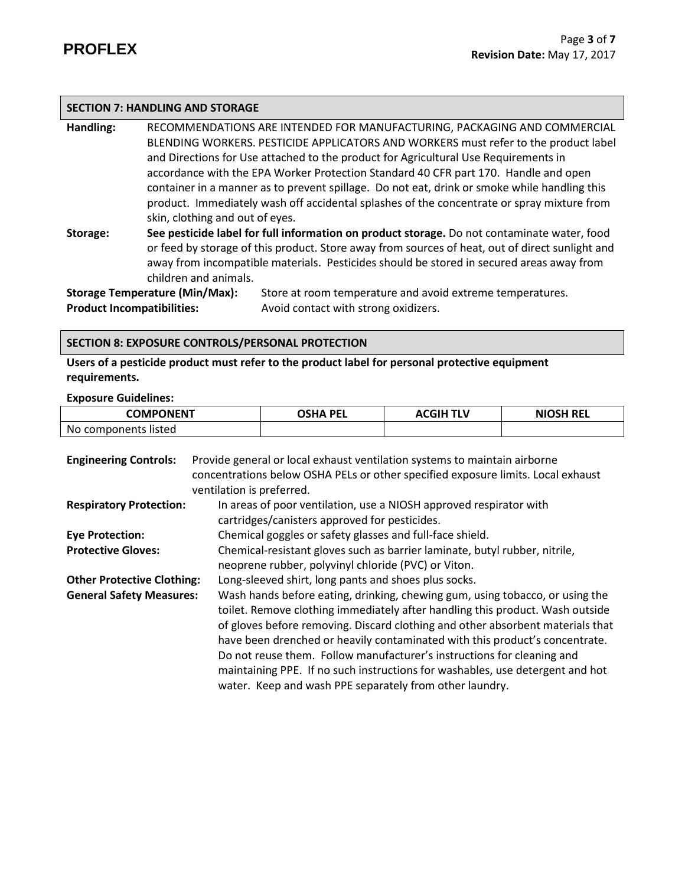## SECTION 7: HANDLING AND STORAGE

**Handling:** RECOMMENDATIONS ARE INTENDED FOR MANUFACTURING, PACKAGING AND COMMERCIAL BLENDING WORKERS. PESTICIDE APPLICATORS AND WORKERS must refer to the product label and Directions for Use attached to the product for Agricultural Use Requirements in accordance with the EPA Worker Protection Standard 40 CFR part 170. Handle and open container in a manner as to prevent spillage. Do not eat, drink or smoke while handling this product. Immediately wash off accidental splashes of the concentrate or spray mixture from skin, clothing and out of eyes.

**Storage:** **See pesticide label for full information on product storage.** Do not contaminate water, food or feed by storage of this product. Store away from sources of heat, out of direct sunlight and away from incompatible materials. Pesticides should be stored in secured areas away from children and animals.

**Storage Temperature (Min/Max):** Store at room temperature and avoid extreme temperatures.

**Product Incompatibilities:** Avoid contact with strong oxidizers.

## SECTION 8: EXPOSURE CONTROLS/PERSONAL PROTECTION

**Users of a pesticide product must refer to the product label for personal protective equipment requirements.**

**Exposure Guidelines:**

| COMPONENT | OSHA PEL | ACGIH TLV | NIOSH REL |
|---|---|---|---|
| No components listed | | | |

**Engineering Controls:** Provide general or local exhaust ventilation systems to maintain airborne concentrations below OSHA PELs or other specified exposure limits. Local exhaust ventilation is preferred.

**Respiratory Protection:** In areas of poor ventilation, use a NIOSH approved respirator with cartridges/canisters approved for pesticides.

**Eye Protection:** Chemical goggles or safety glasses and full-face shield.

**Protective Gloves:** Chemical-resistant gloves such as barrier laminate, butyl rubber, nitrile, neoprene rubber, polyvinyl chloride (PVC) or Viton.

**Other Protective Clothing:** Long-sleeved shirt, long pants and shoes plus socks.

**General Safety Measures:** Wash hands before eating, drinking, chewing gum, using tobacco, or using the toilet. Remove clothing immediately after handling this product. Wash outside of gloves before removing. Discard clothing and other absorbent materials that have been drenched or heavily contaminated with this product's concentrate. Do not reuse them. Follow manufacturer's instructions for cleaning and maintaining PPE. If no such instructions for washables, use detergent and hot water. Keep and wash PPE separately from other laundry.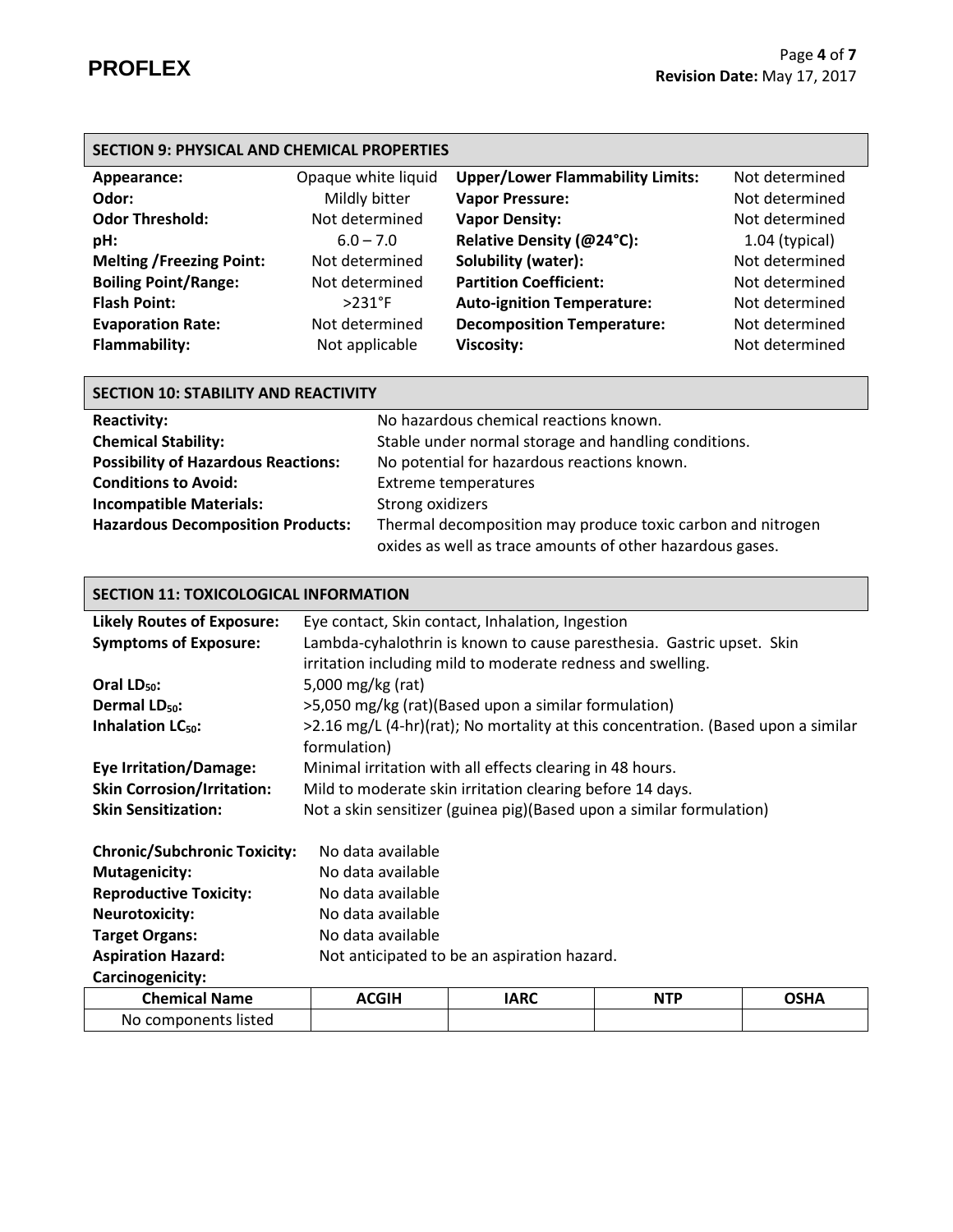## SECTION 9: PHYSICAL AND CHEMICAL PROPERTIES

| | | | |
|---|---|---|---|
| **Appearance:** | Opaque white liquid | **Upper/Lower Flammability Limits:** | Not determined |
| **Odor:** | Mildly bitter | **Vapor Pressure:** | Not determined |
| **Odor Threshold:** | Not determined | **Vapor Density:** | Not determined |
| **pH:** | 6.0 – 7.0 | **Relative Density (@24°C):** | 1.04 (typical) |
| **Melting /Freezing Point:** | Not determined | **Solubility (water):** | Not determined |
| **Boiling Point/Range:** | Not determined | **Partition Coefficient:** | Not determined |
| **Flash Point:** | >231°F | **Auto-ignition Temperature:** | Not determined |
| **Evaporation Rate:** | Not determined | **Decomposition Temperature:** | Not determined |
| **Flammability:** | Not applicable | **Viscosity:** | Not determined |

## SECTION 10: STABILITY AND REACTIVITY

**Reactivity:** No hazardous chemical reactions known.

**Chemical Stability:** Stable under normal storage and handling conditions.

**Possibility of Hazardous Reactions:** No potential for hazardous reactions known.

**Conditions to Avoid:** Extreme temperatures

**Incompatible Materials:** Strong oxidizers

**Hazardous Decomposition Products:** Thermal decomposition may produce toxic carbon and nitrogen oxides as well as trace amounts of other hazardous gases.

## SECTION 11: TOXICOLOGICAL INFORMATION

**Likely Routes of Exposure:** Eye contact, Skin contact, Inhalation, Ingestion

**Symptoms of Exposure:** Lambda-cyhalothrin is known to cause paresthesia. Gastric upset. Skin irritation including mild to moderate redness and swelling.

**Oral $LD_{50}$:** 5,000 mg/kg (rat)

**Dermal $LD_{50}$:** >5,050 mg/kg (rat)(Based upon a similar formulation)

**Inhalation $LC_{50}$:** >2.16 mg/L (4-hr)(rat); No mortality at this concentration. (Based upon a similar formulation)

**Eye Irritation/Damage:** Minimal irritation with all effects clearing in 48 hours.

**Skin Corrosion/Irritation:** Mild to moderate skin irritation clearing before 14 days.

**Skin Sensitization:** Not a skin sensitizer (guinea pig)(Based upon a similar formulation)

**Chronic/Subchronic Toxicity:** No data available

**Mutagenicity:** No data available

**Reproductive Toxicity:** No data available

**Neurotoxicity:** No data available

**Target Organs:** No data available

**Aspiration Hazard:** Not anticipated to be an aspiration hazard.

**Carcinogenicity:**

| Chemical Name | ACGIH | IARC | NTP | OSHA |
|---|---|---|---|---|
| No components listed | | | | |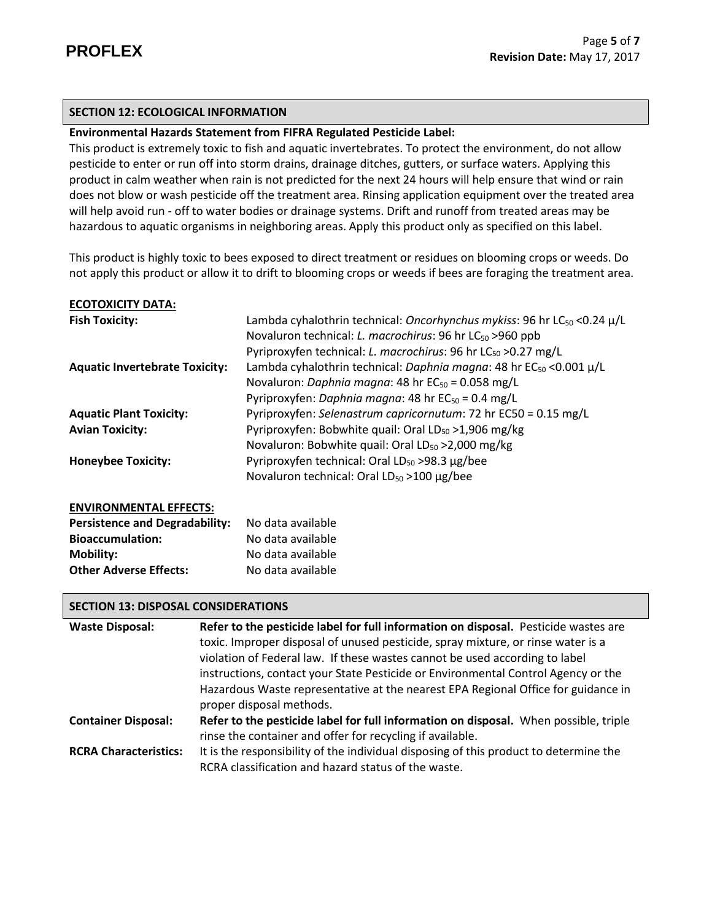## SECTION 12: ECOLOGICAL INFORMATION

**Environmental Hazards Statement from FIFRA Regulated Pesticide Label:**

This product is extremely toxic to fish and aquatic invertebrates. To protect the environment, do not allow pesticide to enter or run off into storm drains, drainage ditches, gutters, or surface waters. Applying this product in calm weather when rain is not predicted for the next 24 hours will help ensure that wind or rain does not blow or wash pesticide off the treatment area. Rinsing application equipment over the treated area will help avoid run - off to water bodies or drainage systems. Drift and runoff from treated areas may be hazardous to aquatic organisms in neighboring areas. Apply this product only as specified on this label.

This product is highly toxic to bees exposed to direct treatment or residues on blooming crops or weeds. Do not apply this product or allow it to drift to blooming crops or weeds if bees are foraging the treatment area.

**ECOTOXICITY DATA:**

| | |
|---|---|
| **Fish Toxicity:** | Lambda cyhalothrin technical: *Oncorhynchus mykiss*: 96 hr $LC_{50}$ <0.24 µ/L<br>Novaluron technical: *L. macrochirus*: 96 hr $LC_{50}$ >960 ppb<br>Pyriproxyfen technical: *L. macrochirus*: 96 hr $LC_{50}$ >0.27 mg/L |
| **Aquatic Invertebrate Toxicity:** | Lambda cyhalothrin technical: *Daphnia magna*: 48 hr $EC_{50}$ <0.001 µ/L<br>Novaluron: *Daphnia magna*: 48 hr $EC_{50}$ = 0.058 mg/L<br>Pyriproxyfen: *Daphnia magna*: 48 hr $EC_{50}$ = 0.4 mg/L |
| **Aquatic Plant Toxicity:** | Pyriproxyfen: *Selenastrum capricornutum*: 72 hr EC50 = 0.15 mg/L |
| **Avian Toxicity:** | Pyriproxyfen: Bobwhite quail: Oral $LD_{50}$ >1,906 mg/kg<br>Novaluron: Bobwhite quail: Oral $LD_{50}$ >2,000 mg/kg |
| **Honeybee Toxicity:** | Pyriproxyfen technical: Oral $LD_{50}$ >98.3 µg/bee<br>Novaluron technical: Oral $LD_{50}$ >100 µg/bee |

**ENVIRONMENTAL EFFECTS:**

| | |
|---|---|
| **Persistence and Degradability:** | No data available |
| **Bioaccumulation:** | No data available |
| **Mobility:** | No data available |
| **Other Adverse Effects:** | No data available |

## SECTION 13: DISPOSAL CONSIDERATIONS

| | |
|---|---|
| **Waste Disposal:** | **Refer to the pesticide label for full information on disposal.** Pesticide wastes are toxic. Improper disposal of unused pesticide, spray mixture, or rinse water is a violation of Federal law. If these wastes cannot be used according to label instructions, contact your State Pesticide or Environmental Control Agency or the Hazardous Waste representative at the nearest EPA Regional Office for guidance in proper disposal methods. |
| **Container Disposal:** | **Refer to the pesticide label for full information on disposal.** When possible, triple rinse the container and offer for recycling if available. |
| **RCRA Characteristics:** | It is the responsibility of the individual disposing of this product to determine the RCRA classification and hazard status of the waste. |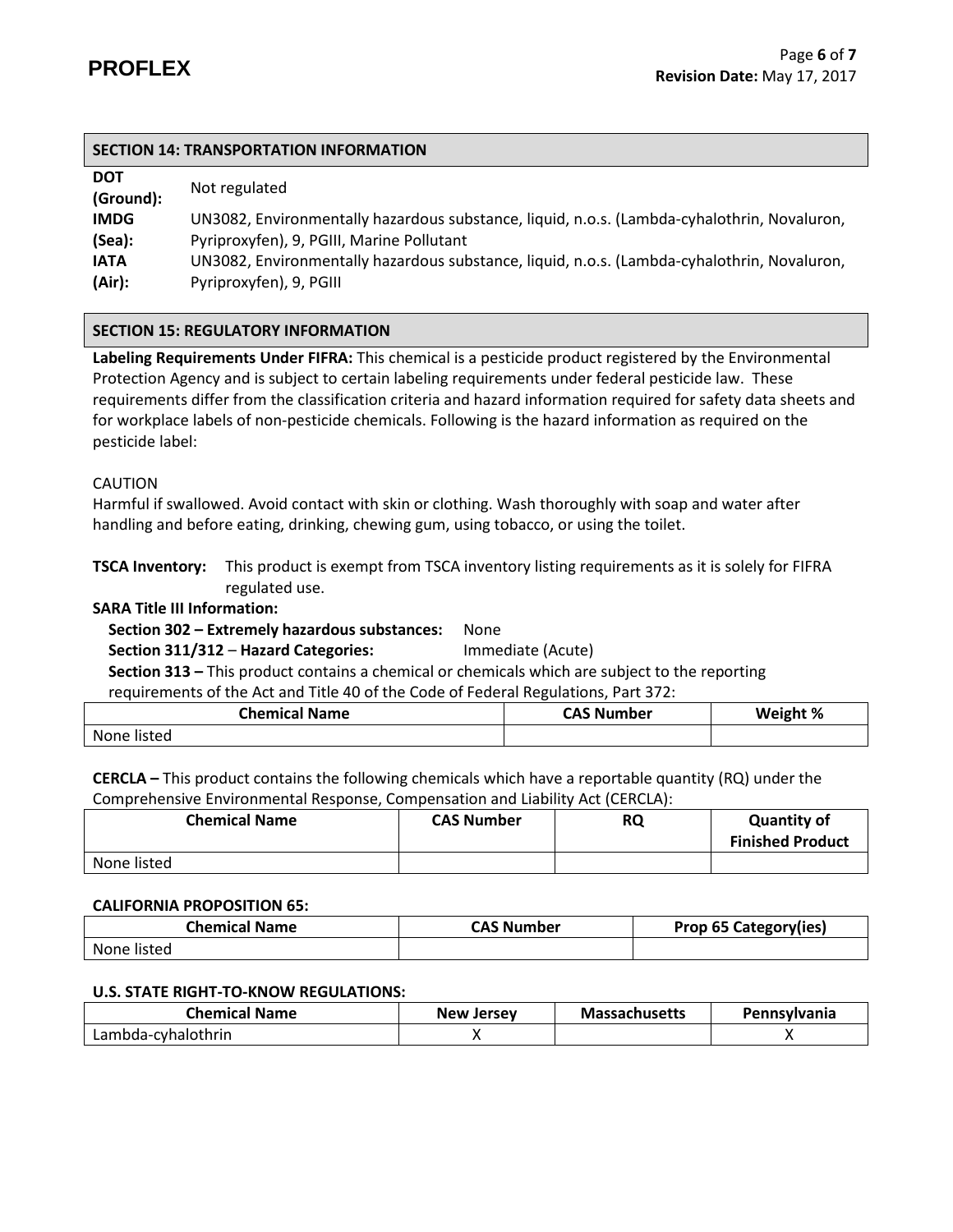## SECTION 14: TRANSPORTATION INFORMATION

**DOT (Ground):** Not regulated

**IMDG (Sea):** UN3082, Environmentally hazardous substance, liquid, n.o.s. (Lambda-cyhalothrin, Novaluron, Pyriproxyfen), 9, PGIII, Marine Pollutant

**IATA (Air):** UN3082, Environmentally hazardous substance, liquid, n.o.s. (Lambda-cyhalothrin, Novaluron, Pyriproxyfen), 9, PGIII

## SECTION 15: REGULATORY INFORMATION

**Labeling Requirements Under FIFRA:** This chemical is a pesticide product registered by the Environmental Protection Agency and is subject to certain labeling requirements under federal pesticide law. These requirements differ from the classification criteria and hazard information required for safety data sheets and for workplace labels of non-pesticide chemicals. Following is the hazard information as required on the pesticide label:

CAUTION

Harmful if swallowed. Avoid contact with skin or clothing. Wash thoroughly with soap and water after handling and before eating, drinking, chewing gum, using tobacco, or using the toilet.

**TSCA Inventory:** This product is exempt from TSCA inventory listing requirements as it is solely for FIFRA regulated use.

**SARA Title III Information:**

**Section 302 – Extremely hazardous substances:** None

**Section 311/312 – Hazard Categories:** Immediate (Acute)

**Section 313 –** This product contains a chemical or chemicals which are subject to the reporting requirements of the Act and Title 40 of the Code of Federal Regulations, Part 372:

| Chemical Name | CAS Number | Weight % |
| --- | --- | --- |
| None listed | | |

**CERCLA –** This product contains the following chemicals which have a reportable quantity (RQ) under the Comprehensive Environmental Response, Compensation and Liability Act (CERCLA):

| Chemical Name | CAS Number | RQ | Quantity of Finished Product |
| --- | --- | --- | --- |
| None listed | | | |

**CALIFORNIA PROPOSITION 65:**

| Chemical Name | CAS Number | Prop 65 Category(ies) |
| --- | --- | --- |
| None listed | | |

**U.S. STATE RIGHT-TO-KNOW REGULATIONS:**

| Chemical Name | New Jersey | Massachusetts | Pennsylvania |
| --- | --- | --- | --- |
| Lambda-cyhalothrin | X | | X |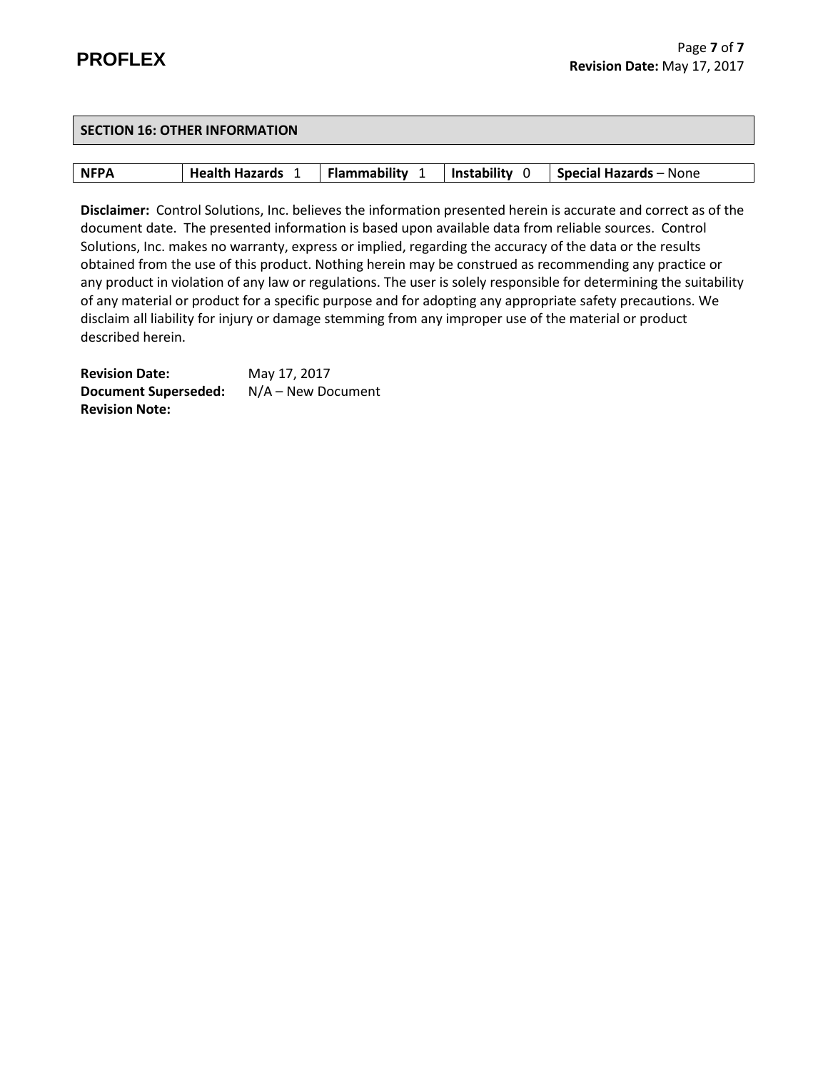## SECTION 16: OTHER INFORMATION

| | | | | |
|---|---|---|---|---|
| **NFPA** | **Health Hazards** 1 | **Flammability** 1 | **Instability** 0 | **Special Hazards** – None |

**Disclaimer:** Control Solutions, Inc. believes the information presented herein is accurate and correct as of the document date. The presented information is based upon available data from reliable sources. Control Solutions, Inc. makes no warranty, express or implied, regarding the accuracy of the data or the results obtained from the use of this product. Nothing herein may be construed as recommending any practice or any product in violation of any law or regulations. The user is solely responsible for determining the suitability of any material or product for a specific purpose and for adopting any appropriate safety precautions. We disclaim all liability for injury or damage stemming from any improper use of the material or product described herein.

**Revision Date:** May 17, 2017
**Document Superseded:** N/A – New Document
**Revision Note:**